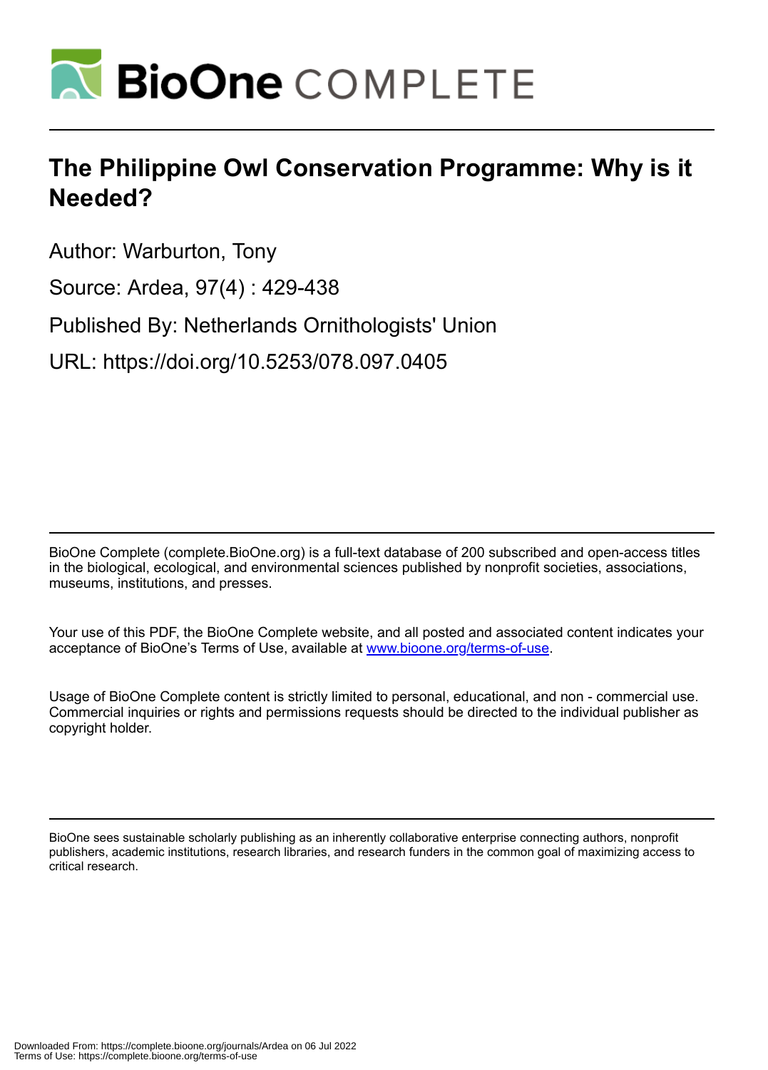# The Philippine Owl Conservation Programme: Why is it Needed?

Author: Warburton, Tony

Source: Ardea, 97(4) : 429-438

Published By: Netherlands Ornithologists' Union

URL: https://doi.org/10.5253/078.097.0405

BioOne Complete (complete.BioOne.org) is a full-text database of 200 subscribed and open-access titles in the biological, ecological, and environmental sciences published by nonprofit societies, associations, museums, institutions, and presses.

Your use of this PDF, the BioOne Complete website, and all posted and associated content indicates your acceptance of BioOne's Terms of Use, available at www.bioone.org/terms-of-use.

Usage of BioOne Complete content is strictly limited to personal, educational, and non - commercial use. Commercial inquiries or rights and permissions requests should be directed to the individual publisher as copyright holder.

BioOne sees sustainable scholarly publishing as an inherently collaborative enterprise connecting authors, nonprofit publishers, academic institutions, research libraries, and research funders in the common goal of maximizing access to critical research.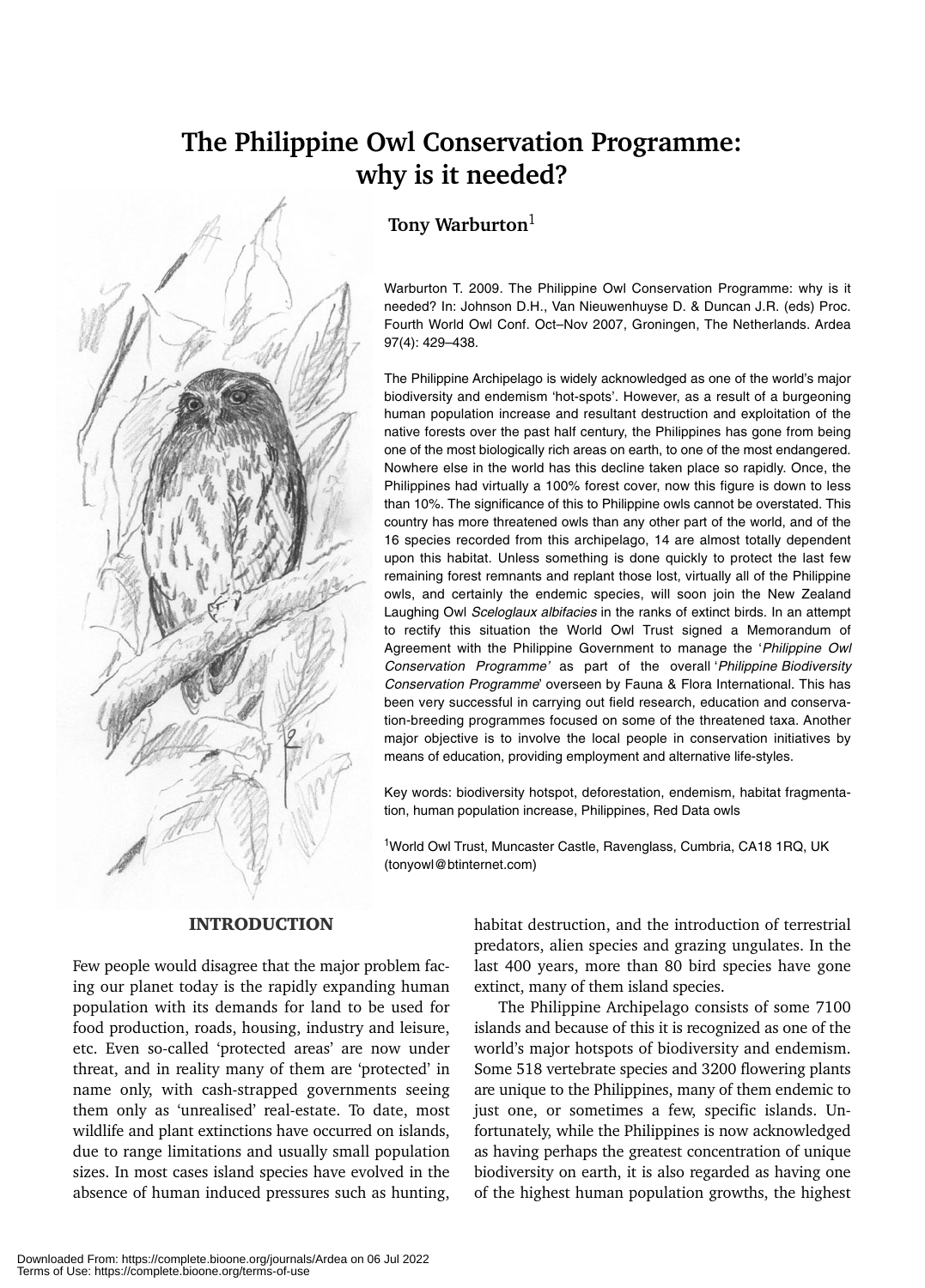# The Philippine Owl Conservation Programme: why is it needed?

**Tony Warburton**[1]

Warburton T. 2009. The Philippine Owl Conservation Programme: why is it needed? In: Johnson D.H., Van Nieuwenhuyse D. & Duncan J.R. (eds) Proc. Fourth World Owl Conf. Oct–Nov 2007, Groningen, The Netherlands. Ardea 97(4): 429–438.

The Philippine Archipelago is widely acknowledged as one of the world's major biodiversity and endemism 'hot-spots'. However, as a result of a burgeoning human population increase and resultant destruction and exploitation of the native forests over the past half century, the Philippines has gone from being one of the most biologically rich areas on earth, to one of the most endangered. Nowhere else in the world has this decline taken place so rapidly. Once, the Philippines had virtually a 100% forest cover, now this figure is down to less than 10%. The significance of this to Philippine owls cannot be overstated. This country has more threatened owls than any other part of the world, and of the 16 species recorded from this archipelago, 14 are almost totally dependent upon this habitat. Unless something is done quickly to protect the last few remaining forest remnants and replant those lost, virtually all of the Philippine owls, and certainly the endemic species, will soon join the New Zealand Laughing Owl *Sceloglaux albifacies* in the ranks of extinct birds. In an attempt to rectify this situation the World Owl Trust signed a Memorandum of Agreement with the Philippine Government to manage the '*Philippine Owl Conservation Programme'* as part of the overall '*Philippine Biodiversity Conservation Programme*' overseen by Fauna & Flora International. This has been very successful in carrying out field research, education and conservation-breeding programmes focused on some of the threatened taxa. Another major objective is to involve the local people in conservation initiatives by means of education, providing employment and alternative life-styles.

Key words: biodiversity hotspot, deforestation, endemism, habitat fragmentation, human population increase, Philippines, Red Data owls

[1]World Owl Trust, Muncaster Castle, Ravenglass, Cumbria, CA18 1RQ, UK (tonyowl@btinternet.com)

## INTRODUCTION

Few people would disagree that the major problem facing our planet today is the rapidly expanding human population with its demands for land to be used for food production, roads, housing, industry and leisure, etc. Even so-called 'protected areas' are now under threat, and in reality many of them are 'protected' in name only, with cash-strapped governments seeing them only as 'unrealised' real-estate. To date, most wildlife and plant extinctions have occurred on islands, due to range limitations and usually small population sizes. In most cases island species have evolved in the absence of human induced pressures such as hunting, habitat destruction, and the introduction of terrestrial predators, alien species and grazing ungulates. In the last 400 years, more than 80 bird species have gone extinct, many of them island species.

The Philippine Archipelago consists of some 7100 islands and because of this it is recognized as one of the world's major hotspots of biodiversity and endemism. Some 518 vertebrate species and 3200 flowering plants are unique to the Philippines, many of them endemic to just one, or sometimes a few, specific islands. Unfortunately, while the Philippines is now acknowledged as having perhaps the greatest concentration of unique biodiversity on earth, it is also regarded as having one of the highest human population growths, the highest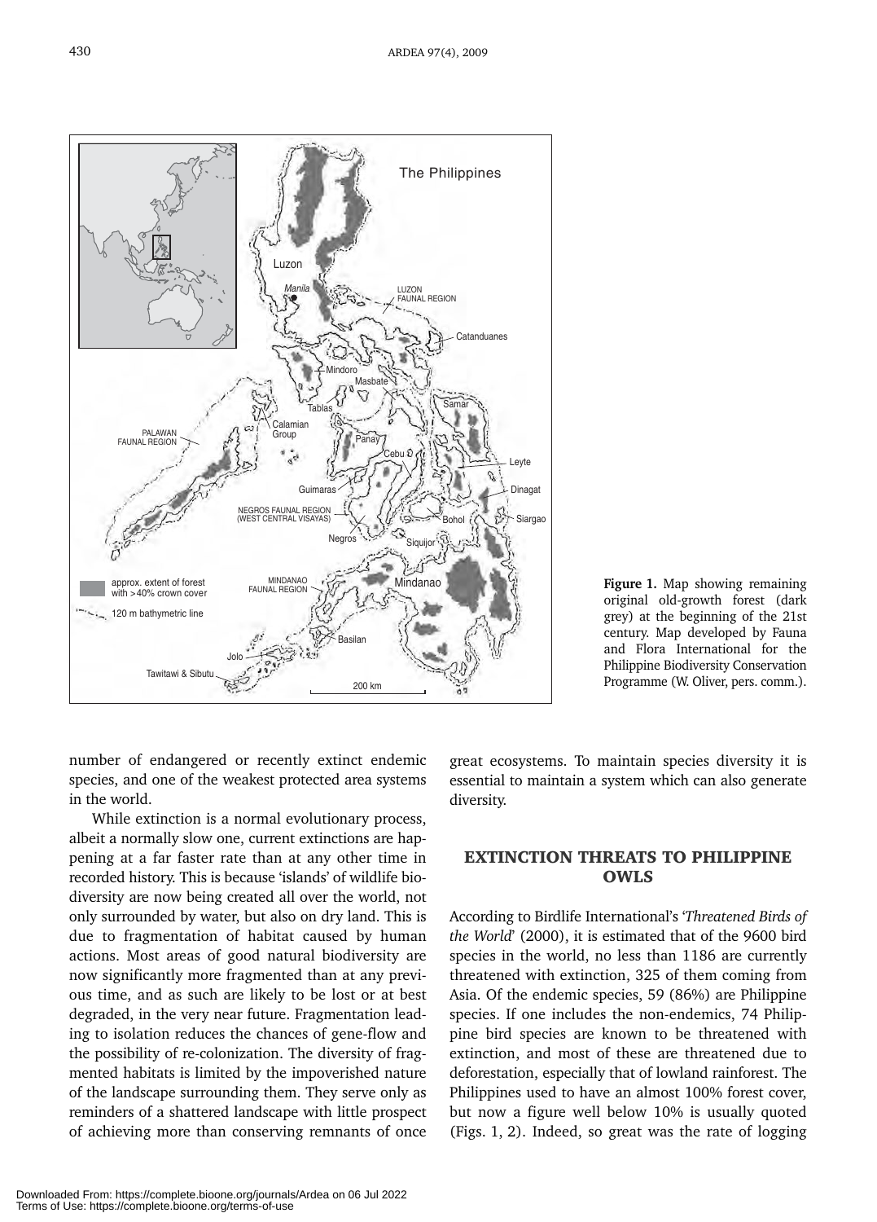**Figure 1.** Map showing remaining original old-growth forest (dark grey) at the beginning of the 21st century. Map developed by Fauna and Flora International for the Philippine Biodiversity Conservation Programme (W. Oliver, pers. comm.).

number of endangered or recently extinct endemic species, and one of the weakest protected area systems in the world.

While extinction is a normal evolutionary process, albeit a normally slow one, current extinctions are happening at a far faster rate than at any other time in recorded history. This is because 'islands' of wildlife biodiversity are now being created all over the world, not only surrounded by water, but also on dry land. This is due to fragmentation of habitat caused by human actions. Most areas of good natural biodiversity are now significantly more fragmented than at any previous time, and as such are likely to be lost or at best degraded, in the very near future. Fragmentation leading to isolation reduces the chances of gene-flow and the possibility of re-colonization. The diversity of fragmented habitats is limited by the impoverished nature of the landscape surrounding them. They serve only as reminders of a shattered landscape with little prospect of achieving more than conserving remnants of once great ecosystems. To maintain species diversity it is essential to maintain a system which can also generate diversity.

## EXTINCTION THREATS TO PHILIPPINE OWLS

According to Birdlife International's '*Threatened Birds of the World*' (2000), it is estimated that of the 9600 bird species in the world, no less than 1186 are currently threatened with extinction, 325 of them coming from Asia. Of the endemic species, 59 (86%) are Philippine species. If one includes the non-endemics, 74 Philippine bird species are known to be threatened with extinction, and most of these are threatened due to deforestation, especially that of lowland rainforest. The Philippines used to have an almost 100% forest cover, but now a figure well below 10% is usually quoted (Figs. 1, 2). Indeed, so great was the rate of logging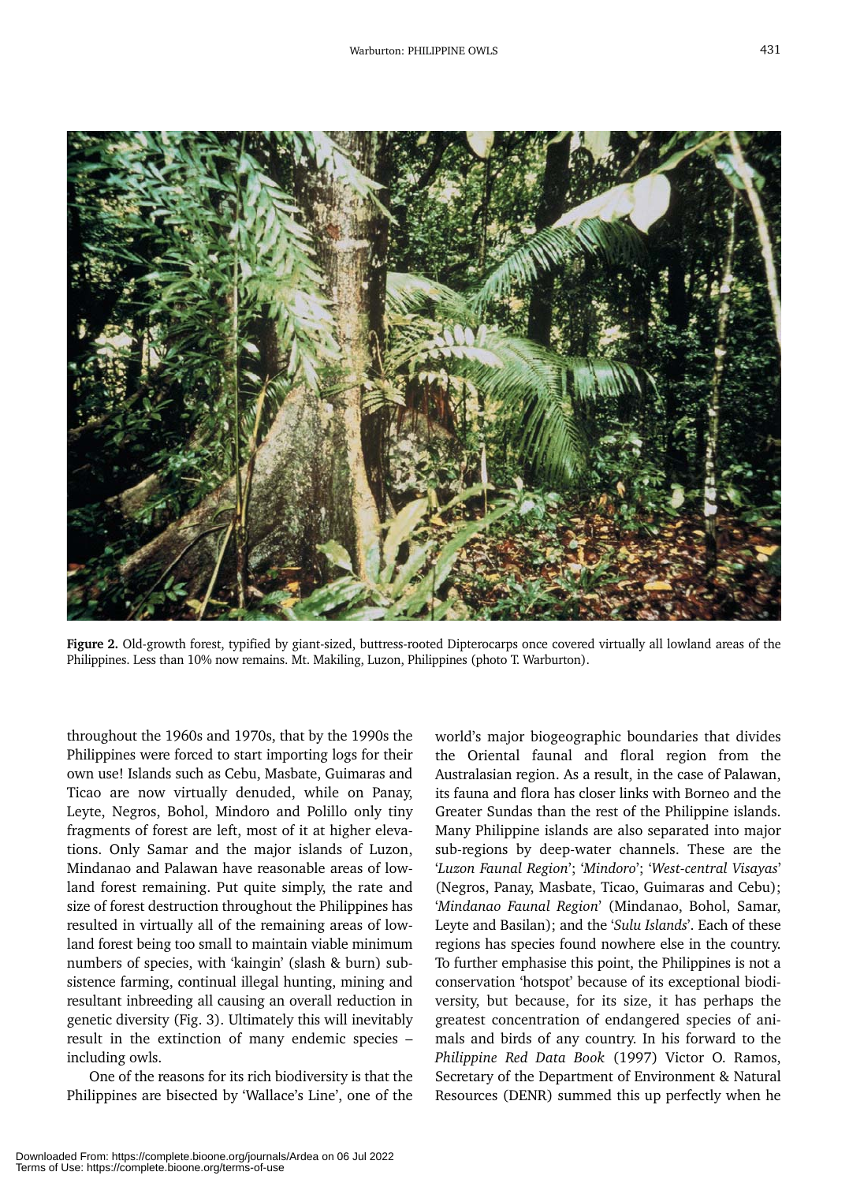**Figure 2.** Old-growth forest, typified by giant-sized, buttress-rooted Dipterocarps once covered virtually all lowland areas of the Philippines. Less than 10% now remains. Mt. Makiling, Luzon, Philippines (photo T. Warburton).

throughout the 1960s and 1970s, that by the 1990s the Philippines were forced to start importing logs for their own use! Islands such as Cebu, Masbate, Guimaras and Ticao are now virtually denuded, while on Panay, Leyte, Negros, Bohol, Mindoro and Polillo only tiny fragments of forest are left, most of it at higher elevations. Only Samar and the major islands of Luzon, Mindanao and Palawan have reasonable areas of lowland forest remaining. Put quite simply, the rate and size of forest destruction throughout the Philippines has resulted in virtually all of the remaining areas of lowland forest being too small to maintain viable minimum numbers of species, with 'kaingin' (slash & burn) subsistence farming, continual illegal hunting, mining and resultant inbreeding all causing an overall reduction in genetic diversity (Fig. 3). Ultimately this will inevitably result in the extinction of many endemic species – including owls.

One of the reasons for its rich biodiversity is that the Philippines are bisected by 'Wallace's Line', one of the world's major biogeographic boundaries that divides the Oriental faunal and floral region from the Australasian region. As a result, in the case of Palawan, its fauna and flora has closer links with Borneo and the Greater Sundas than the rest of the Philippine islands. Many Philippine islands are also separated into major sub-regions by deep-water channels. These are the '*Luzon Faunal Region*'; '*Mindoro*'; '*West-central Visayas*' (Negros, Panay, Masbate, Ticao, Guimaras and Cebu); '*Mindanao Faunal Region*' (Mindanao, Bohol, Samar, Leyte and Basilan); and the '*Sulu Islands*'. Each of these regions has species found nowhere else in the country. To further emphasise this point, the Philippines is not a conservation 'hotspot' because of its exceptional biodiversity, but because, for its size, it has perhaps the greatest concentration of endangered species of animals and birds of any country. In his forward to the *Philippine Red Data Book* (1997) Victor O. Ramos, Secretary of the Department of Environment & Natural Resources (DENR) summed this up perfectly when he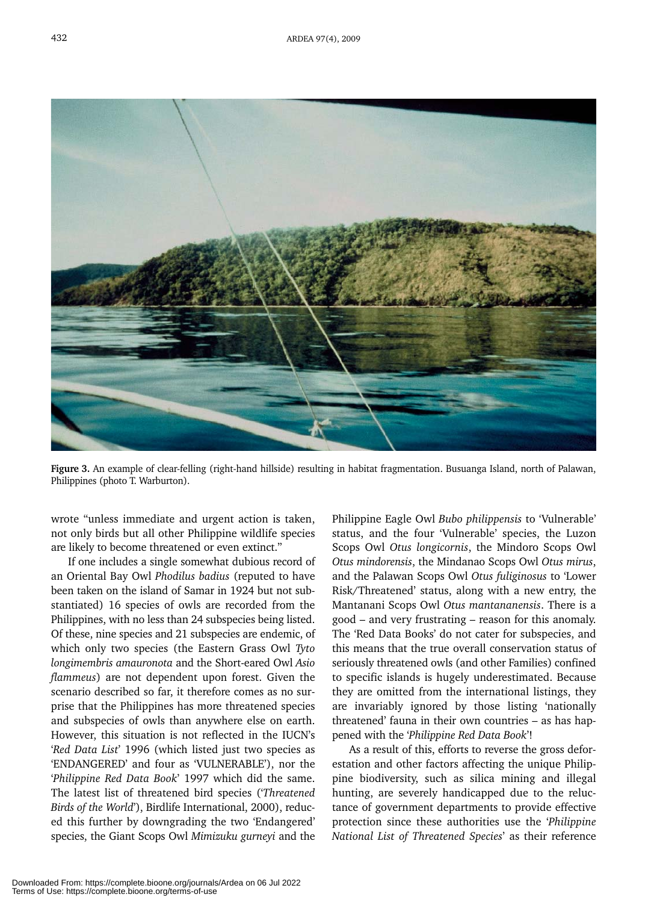**Figure 3.** An example of clear-felling (right-hand hillside) resulting in habitat fragmentation. Busuanga Island, north of Palawan, Philippines (photo T. Warburton).

wrote "unless immediate and urgent action is taken, not only birds but all other Philippine wildlife species are likely to become threatened or even extinct."

If one includes a single somewhat dubious record of an Oriental Bay Owl *Phodilus badius* (reputed to have been taken on the island of Samar in 1924 but not substantiated) 16 species of owls are recorded from the Philippines, with no less than 24 subspecies being listed. Of these, nine species and 21 subspecies are endemic, of which only two species (the Eastern Grass Owl *Tyto longimembris amauronota* and the Short-eared Owl *Asio flammeus*) are not dependent upon forest. Given the scenario described so far, it therefore comes as no surprise that the Philippines has more threatened species and subspecies of owls than anywhere else on earth. However, this situation is not reflected in the IUCN's '*Red Data List*' 1996 (which listed just two species as 'ENDANGERED' and four as 'VULNERABLE'), nor the '*Philippine Red Data Book*' 1997 which did the same. The latest list of threatened bird species ('*Threatened Birds of the World*'), Birdlife International, 2000), reduced this further by downgrading the two 'Endangered' species, the Giant Scops Owl *Mimizuku gurneyi* and the Philippine Eagle Owl *Bubo philippensis* to 'Vulnerable' status, and the four 'Vulnerable' species, the Luzon Scops Owl *Otus longicornis*, the Mindoro Scops Owl *Otus mindorensis*, the Mindanao Scops Owl *Otus mirus*, and the Palawan Scops Owl *Otus fuliginosus* to 'Lower Risk/Threatened' status, along with a new entry, the Mantanani Scops Owl *Otus mantananensis*. There is a good – and very frustrating – reason for this anomaly. The 'Red Data Books' do not cater for subspecies, and this means that the true overall conservation status of seriously threatened owls (and other Families) confined to specific islands is hugely underestimated. Because they are omitted from the international listings, they are invariably ignored by those listing 'nationally threatened' fauna in their own countries – as has happened with the '*Philippine Red Data Book*'!

As a result of this, efforts to reverse the gross deforestation and other factors affecting the unique Philippine biodiversity, such as silica mining and illegal hunting, are severely handicapped due to the reluctance of government departments to provide effective protection since these authorities use the '*Philippine National List of Threatened Species*' as their reference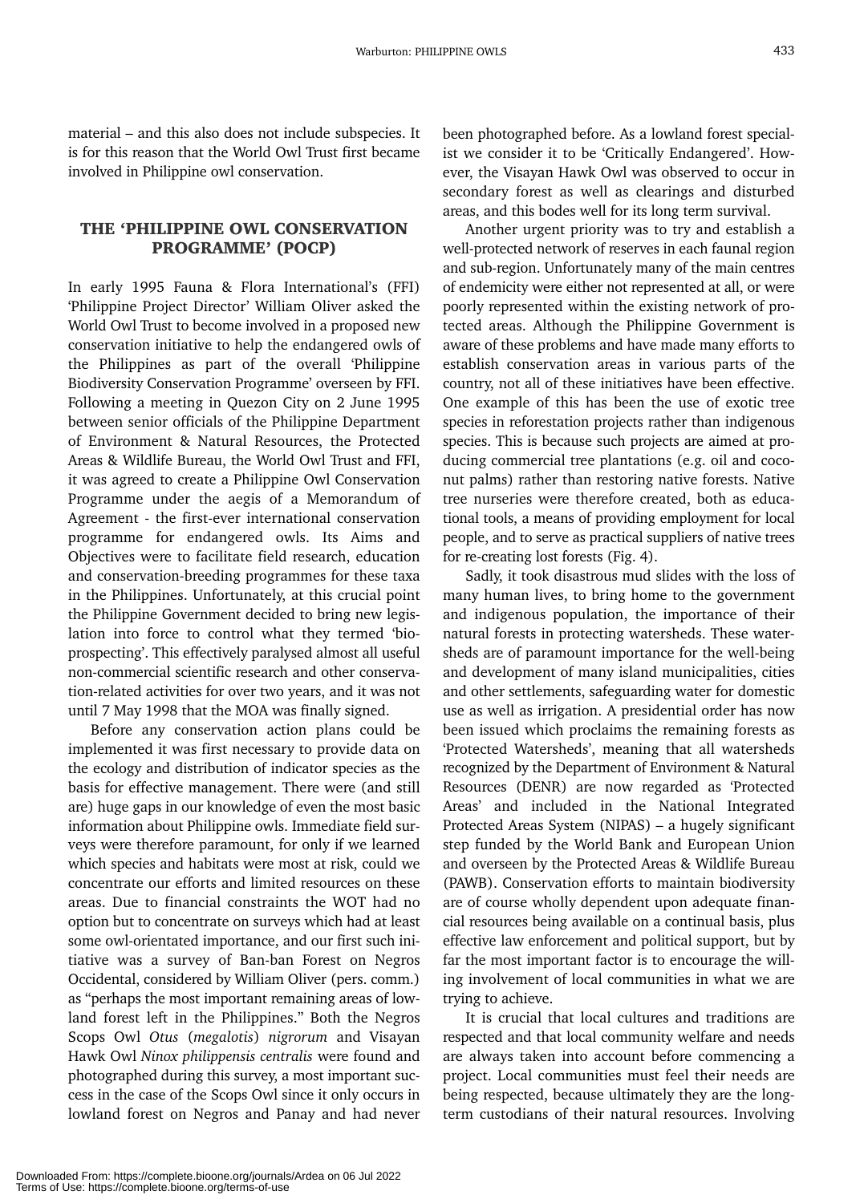material – and this also does not include subspecies. It is for this reason that the World Owl Trust first became involved in Philippine owl conservation.

## THE 'PHILIPPINE OWL CONSERVATION PROGRAMME' (POCP)

In early 1995 Fauna & Flora International's (FFI) 'Philippine Project Director' William Oliver asked the World Owl Trust to become involved in a proposed new conservation initiative to help the endangered owls of the Philippines as part of the overall 'Philippine Biodiversity Conservation Programme' overseen by FFI. Following a meeting in Quezon City on 2 June 1995 between senior officials of the Philippine Department of Environment & Natural Resources, the Protected Areas & Wildlife Bureau, the World Owl Trust and FFI, it was agreed to create a Philippine Owl Conservation Programme under the aegis of a Memorandum of Agreement - the first-ever international conservation programme for endangered owls. Its Aims and Objectives were to facilitate field research, education and conservation-breeding programmes for these taxa in the Philippines. Unfortunately, at this crucial point the Philippine Government decided to bring new legislation into force to control what they termed 'bio-prospecting'. This effectively paralysed almost all useful non-commercial scientific research and other conservation-related activities for over two years, and it was not until 7 May 1998 that the MOA was finally signed.

Before any conservation action plans could be implemented it was first necessary to provide data on the ecology and distribution of indicator species as the basis for effective management. There were (and still are) huge gaps in our knowledge of even the most basic information about Philippine owls. Immediate field surveys were therefore paramount, for only if we learned which species and habitats were most at risk, could we concentrate our efforts and limited resources on these areas. Due to financial constraints the WOT had no option but to concentrate on surveys which had at least some owl-orientated importance, and our first such initiative was a survey of Ban-ban Forest on Negros Occidental, considered by William Oliver (pers. comm.) as "perhaps the most important remaining areas of lowland forest left in the Philippines." Both the Negros Scops Owl *Otus* (*megalotis*) *nigrorum* and Visayan Hawk Owl *Ninox philippensis centralis* were found and photographed during this survey, a most important success in the case of the Scops Owl since it only occurs in lowland forest on Negros and Panay and had never been photographed before. As a lowland forest specialist we consider it to be 'Critically Endangered'. However, the Visayan Hawk Owl was observed to occur in secondary forest as well as clearings and disturbed areas, and this bodes well for its long term survival.

Another urgent priority was to try and establish a well-protected network of reserves in each faunal region and sub-region. Unfortunately many of the main centres of endemicity were either not represented at all, or were poorly represented within the existing network of protected areas. Although the Philippine Government is aware of these problems and have made many efforts to establish conservation areas in various parts of the country, not all of these initiatives have been effective. One example of this has been the use of exotic tree species in reforestation projects rather than indigenous species. This is because such projects are aimed at producing commercial tree plantations (e.g. oil and coconut palms) rather than restoring native forests. Native tree nurseries were therefore created, both as educational tools, a means of providing employment for local people, and to serve as practical suppliers of native trees for re-creating lost forests (Fig. 4).

Sadly, it took disastrous mud slides with the loss of many human lives, to bring home to the government and indigenous population, the importance of their natural forests in protecting watersheds. These watersheds are of paramount importance for the well-being and development of many island municipalities, cities and other settlements, safeguarding water for domestic use as well as irrigation. A presidential order has now been issued which proclaims the remaining forests as 'Protected Watersheds', meaning that all watersheds recognized by the Department of Environment & Natural Resources (DENR) are now regarded as 'Protected Areas' and included in the National Integrated Protected Areas System (NIPAS) – a hugely significant step funded by the World Bank and European Union and overseen by the Protected Areas & Wildlife Bureau (PAWB). Conservation efforts to maintain biodiversity are of course wholly dependent upon adequate financial resources being available on a continual basis, plus effective law enforcement and political support, but by far the most important factor is to encourage the willing involvement of local communities in what we are trying to achieve.

It is crucial that local cultures and traditions are respected and that local community welfare and needs are always taken into account before commencing a project. Local communities must feel their needs are being respected, because ultimately they are the long-term custodians of their natural resources. Involving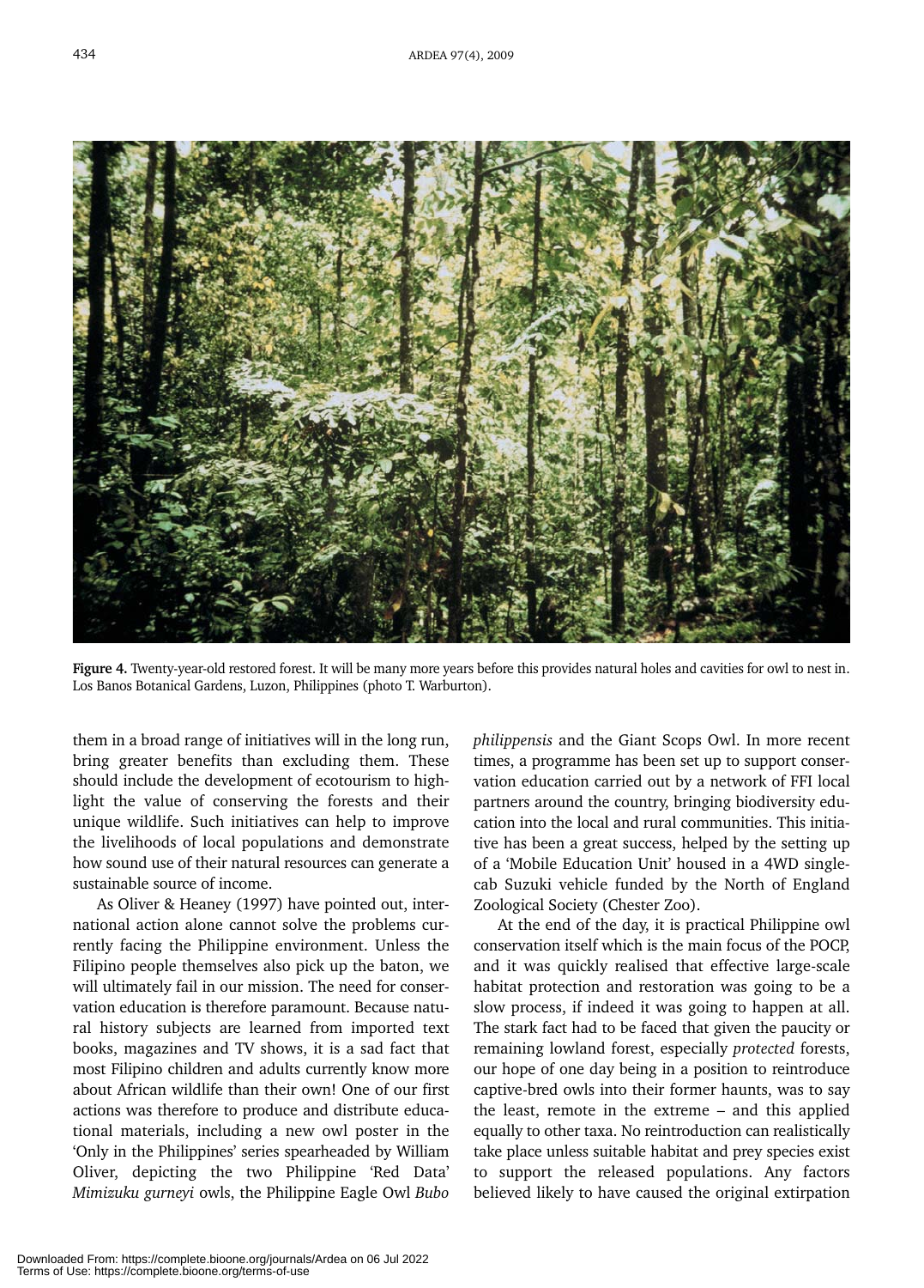**Figure 4.** Twenty-year-old restored forest. It will be many more years before this provides natural holes and cavities for owl to nest in. Los Banos Botanical Gardens, Luzon, Philippines (photo T. Warburton).

them in a broad range of initiatives will in the long run, bring greater benefits than excluding them. These should include the development of ecotourism to highlight the value of conserving the forests and their unique wildlife. Such initiatives can help to improve the livelihoods of local populations and demonstrate how sound use of their natural resources can generate a sustainable source of income.

As Oliver & Heaney (1997) have pointed out, international action alone cannot solve the problems currently facing the Philippine environment. Unless the Filipino people themselves also pick up the baton, we will ultimately fail in our mission. The need for conservation education is therefore paramount. Because natural history subjects are learned from imported text books, magazines and TV shows, it is a sad fact that most Filipino children and adults currently know more about African wildlife than their own! One of our first actions was therefore to produce and distribute educational materials, including a new owl poster in the 'Only in the Philippines' series spearheaded by William Oliver, depicting the two Philippine 'Red Data' *Mimizuku gurneyi* owls, the Philippine Eagle Owl *Bubo philippensis* and the Giant Scops Owl. In more recent times, a programme has been set up to support conservation education carried out by a network of FFI local partners around the country, bringing biodiversity education into the local and rural communities. This initiative has been a great success, helped by the setting up of a 'Mobile Education Unit' housed in a 4WD single-cab Suzuki vehicle funded by the North of England Zoological Society (Chester Zoo).

At the end of the day, it is practical Philippine owl conservation itself which is the main focus of the POCP, and it was quickly realised that effective large-scale habitat protection and restoration was going to be a slow process, if indeed it was going to happen at all. The stark fact had to be faced that given the paucity or remaining lowland forest, especially *protected* forests, our hope of one day being in a position to reintroduce captive-bred owls into their former haunts, was to say the least, remote in the extreme – and this applied equally to other taxa. No reintroduction can realistically take place unless suitable habitat and prey species exist to support the released populations. Any factors believed likely to have caused the original extirpation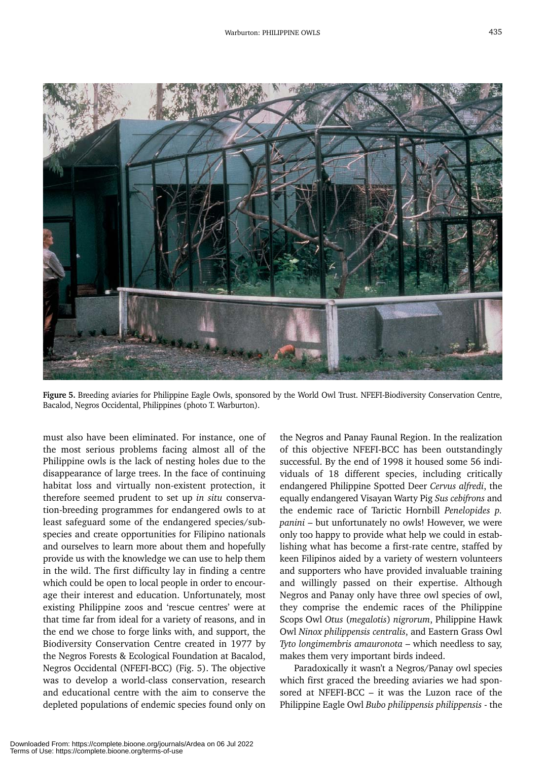**Figure 5.** Breeding aviaries for Philippine Eagle Owls, sponsored by the World Owl Trust. NFEFI-Biodiversity Conservation Centre, Bacalod, Negros Occidental, Philippines (photo T. Warburton).

must also have been eliminated. For instance, one of the most serious problems facing almost all of the Philippine owls is the lack of nesting holes due to the disappearance of large trees. In the face of continuing habitat loss and virtually non-existent protection, it therefore seemed prudent to set up *in situ* conservation-breeding programmes for endangered owls to at least safeguard some of the endangered species/subspecies and create opportunities for Filipino nationals and ourselves to learn more about them and hopefully provide us with the knowledge we can use to help them in the wild. The first difficulty lay in finding a centre which could be open to local people in order to encourage their interest and education. Unfortunately, most existing Philippine zoos and 'rescue centres' were at that time far from ideal for a variety of reasons, and in the end we chose to forge links with, and support, the Biodiversity Conservation Centre created in 1977 by the Negros Forests & Ecological Foundation at Bacalod, Negros Occidental (NFEFI-BCC) (Fig. 5). The objective was to develop a world-class conservation, research and educational centre with the aim to conserve the depleted populations of endemic species found only on the Negros and Panay Faunal Region. In the realization of this objective NFEFI-BCC has been outstandingly successful. By the end of 1998 it housed some 56 individuals of 18 different species, including critically endangered Philippine Spotted Deer *Cervus alfredi*, the equally endangered Visayan Warty Pig *Sus cebifrons* and the endemic race of Tarictic Hornbill *Penelopides p. panini* – but unfortunately no owls! However, we were only too happy to provide what help we could in establishing what has become a first-rate centre, staffed by keen Filipinos aided by a variety of western volunteers and supporters who have provided invaluable training and willingly passed on their expertise. Although Negros and Panay only have three owl species of owl, they comprise the endemic races of the Philippine Scops Owl *Otus* (*megalotis*) *nigrorum*, Philippine Hawk Owl *Ninox philippensis centralis*, and Eastern Grass Owl *Tyto longimembris amauronota* – which needless to say, makes them very important birds indeed.

Paradoxically it wasn't a Negros/Panay owl species which first graced the breeding aviaries we had sponsored at NFEFI-BCC – it was the Luzon race of the Philippine Eagle Owl *Bubo philippensis philippensis* - the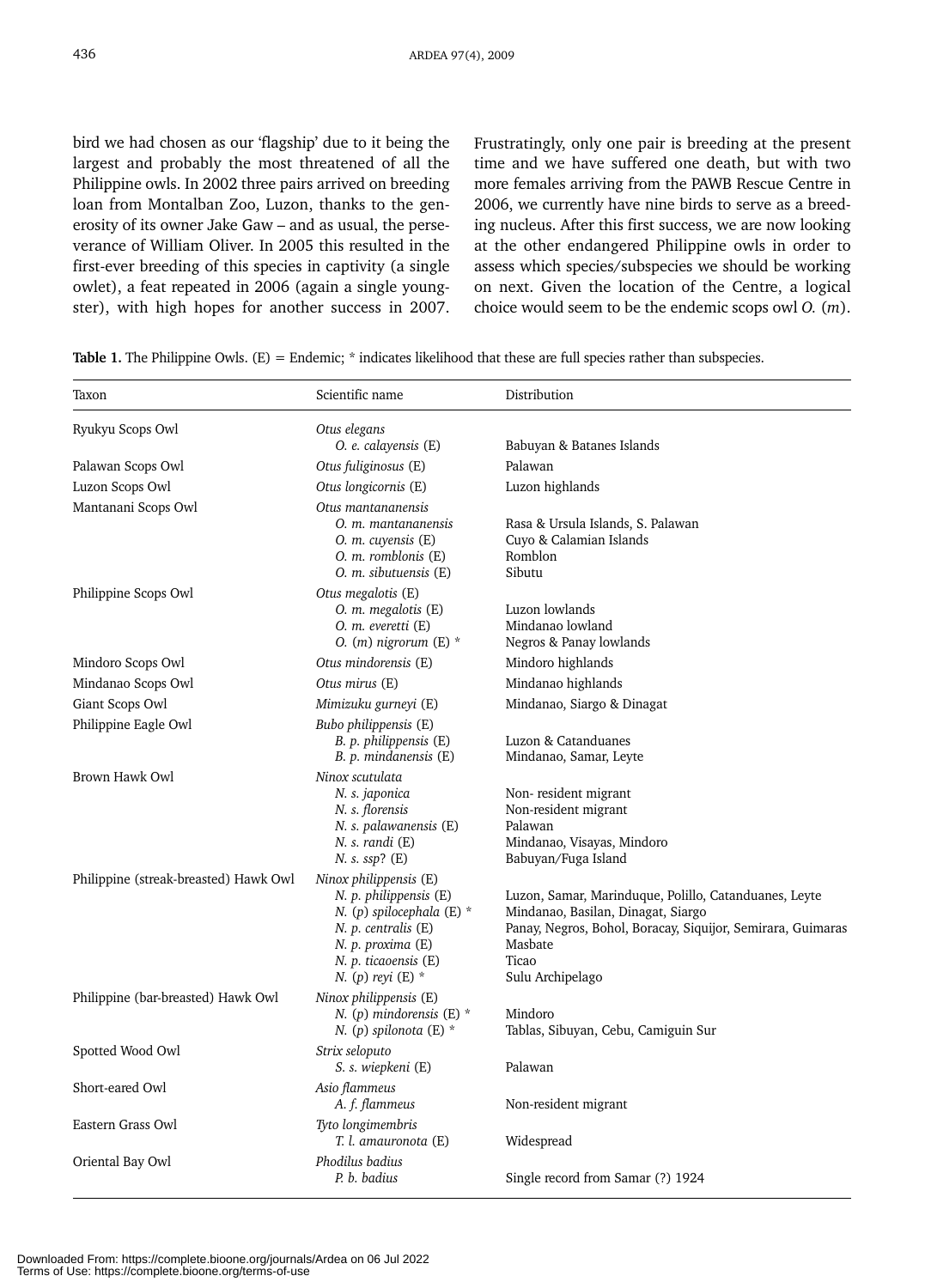bird we had chosen as our 'flagship' due to it being the largest and probably the most threatened of all the Philippine owls. In 2002 three pairs arrived on breeding loan from Montalban Zoo, Luzon, thanks to the generosity of its owner Jake Gaw – and as usual, the perseverance of William Oliver. In 2005 this resulted in the first-ever breeding of this species in captivity (a single owlet), a feat repeated in 2006 (again a single youngster), with high hopes for another success in 2007. Frustratingly, only one pair is breeding at the present time and we have suffered one death, but with two more females arriving from the PAWB Rescue Centre in 2006, we currently have nine birds to serve as a breeding nucleus. After this first success, we are now looking at the other endangered Philippine owls in order to assess which species/subspecies we should be working on next. Given the location of the Centre, a logical choice would seem to be the endemic scops owl *O.* (*m*).

**Table 1.** The Philippine Owls. (E) = Endemic; * indicates likelihood that these are full species rather than subspecies.

| Taxon | Scientific name | Distribution |
|---|---|---|
| Ryukyu Scops Owl | *Otus elegans* | |
| | *O. e. calayensis* (E) | Babuyan & Batanes Islands |
| Palawan Scops Owl | *Otus fuliginosus* (E) | Palawan |
| Luzon Scops Owl | *Otus longicornis* (E) | Luzon highlands |
| Mantanani Scops Owl | *Otus mantananensis* | |
| | *O. m. mantananensis* | Rasa & Ursula Islands, S. Palawan |
| | *O. m. cuyensis* (E) | Cuyo & Calamian Islands |
| | *O. m. romblonis* (E) | Romblon |
| | *O. m. sibutuensis* (E) | Sibutu |
| Philippine Scops Owl | *Otus megalotis* (E) | |
| | *O. m. megalotis* (E) | Luzon lowlands |
| | *O. m. everetti* (E) | Mindanao lowland |
| | *O.* (*m*) *nigrorum* (E) * | Negros & Panay lowlands |
| Mindoro Scops Owl | *Otus mindorensis* (E) | Mindoro highlands |
| Mindanao Scops Owl | *Otus mirus* (E) | Mindanao highlands |
| Giant Scops Owl | *Mimizuku gurneyi* (E) | Mindanao, Siargo & Dinagat |
| Philippine Eagle Owl | *Bubo philippensis* (E) | |
| | *B. p. philippensis* (E) | Luzon & Catanduanes |
| | *B. p. mindanensis* (E) | Mindanao, Samar, Leyte |
| Brown Hawk Owl | *Ninox scutulata* | |
| | *N. s. japonica* | Non- resident migrant |
| | *N. s. florensis* | Non-resident migrant |
| | *N. s. palawanensis* (E) | Palawan |
| | *N. s. randi* (E) | Mindanao, Visayas, Mindoro |
| | *N. s. ssp*? (E) | Babuyan/Fuga Island |
| Philippine (streak-breasted) Hawk Owl | *Ninox philippensis* (E) | |
| | *N. p. philippensis* (E) | Luzon, Samar, Marinduque, Polillo, Catanduanes, Leyte |
| | *N.* (*p*) *spilocephala* (E) * | Mindanao, Basilan, Dinagat, Siargo |
| | *N. p. centralis* (E) | Panay, Negros, Bohol, Boracay, Siquijor, Semirara, Guimaras |
| | *N. p. proxima* (E) | Masbate |
| | *N. p. ticaoensis* (E) | Ticao |
| | *N.* (*p*) *reyi* (E) * | Sulu Archipelago |
| Philippine (bar-breasted) Hawk Owl | *Ninox philippensis* (E) | |
| | *N.* (*p*) *mindorensis* (E) * | Mindoro |
| | *N.* (*p*) *spilonota* (E) * | Tablas, Sibuyan, Cebu, Camiguin Sur |
| Spotted Wood Owl | *Strix seloputo* | |
| | *S. s. wiepkeni* (E) | Palawan |
| Short-eared Owl | *Asio flammeus* | |
| | *A. f. flammeus* | Non-resident migrant |
| Eastern Grass Owl | *Tyto longimembris* | |
| | *T. l. amauronota* (E) | Widespread |
| Oriental Bay Owl | *Phodilus badius* | |
| | *P. b. badius* | Single record from Samar (?) 1924 |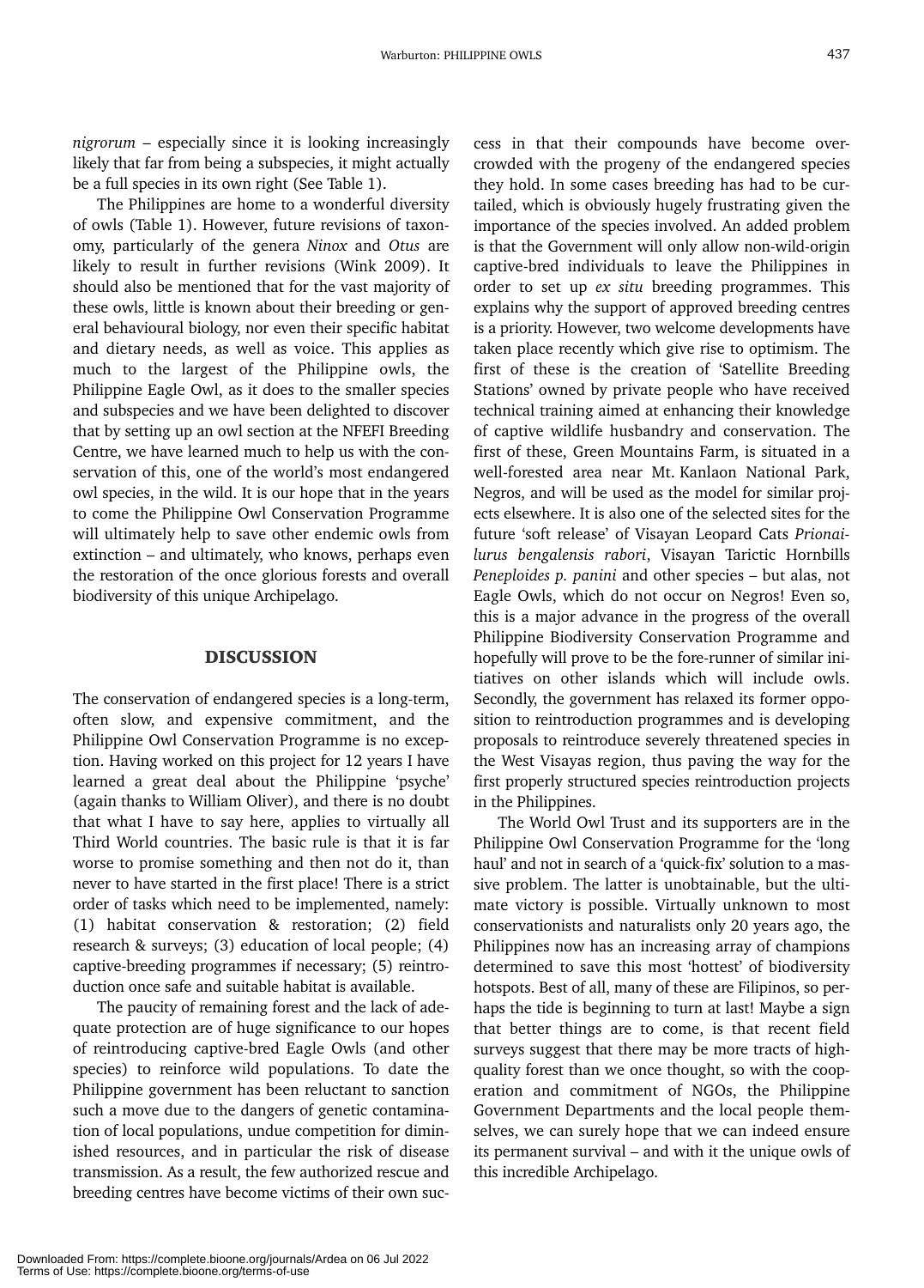*nigrorum* – especially since it is looking increasingly likely that far from being a subspecies, it might actually be a full species in its own right (See Table 1).

The Philippines are home to a wonderful diversity of owls (Table 1). However, future revisions of taxonomy, particularly of the genera *Ninox* and *Otus* are likely to result in further revisions (Wink 2009). It should also be mentioned that for the vast majority of these owls, little is known about their breeding or general behavioural biology, nor even their specific habitat and dietary needs, as well as voice. This applies as much to the largest of the Philippine owls, the Philippine Eagle Owl, as it does to the smaller species and subspecies and we have been delighted to discover that by setting up an owl section at the NFEFI Breeding Centre, we have learned much to help us with the conservation of this, one of the world's most endangered owl species, in the wild. It is our hope that in the years to come the Philippine Owl Conservation Programme will ultimately help to save other endemic owls from extinction – and ultimately, who knows, perhaps even the restoration of the once glorious forests and overall biodiversity of this unique Archipelago.

## DISCUSSION

The conservation of endangered species is a long-term, often slow, and expensive commitment, and the Philippine Owl Conservation Programme is no exception. Having worked on this project for 12 years I have learned a great deal about the Philippine 'psyche' (again thanks to William Oliver), and there is no doubt that what I have to say here, applies to virtually all Third World countries. The basic rule is that it is far worse to promise something and then not do it, than never to have started in the first place! There is a strict order of tasks which need to be implemented, namely: (1) habitat conservation & restoration; (2) field research & surveys; (3) education of local people; (4) captive-breeding programmes if necessary; (5) reintroduction once safe and suitable habitat is available.

The paucity of remaining forest and the lack of adequate protection are of huge significance to our hopes of reintroducing captive-bred Eagle Owls (and other species) to reinforce wild populations. To date the Philippine government has been reluctant to sanction such a move due to the dangers of genetic contamination of local populations, undue competition for diminished resources, and in particular the risk of disease transmission. As a result, the few authorized rescue and breeding centres have become victims of their own success in that their compounds have become overcrowded with the progeny of the endangered species they hold. In some cases breeding has had to be curtailed, which is obviously hugely frustrating given the importance of the species involved. An added problem is that the Government will only allow non-wild-origin captive-bred individuals to leave the Philippines in order to set up *ex situ* breeding programmes. This explains why the support of approved breeding centres is a priority. However, two welcome developments have taken place recently which give rise to optimism. The first of these is the creation of 'Satellite Breeding Stations' owned by private people who have received technical training aimed at enhancing their knowledge of captive wildlife husbandry and conservation. The first of these, Green Mountains Farm, is situated in a well-forested area near Mt. Kanlaon National Park, Negros, and will be used as the model for similar projects elsewhere. It is also one of the selected sites for the future 'soft release' of Visayan Leopard Cats *Prionailurus bengalensis rabori*, Visayan Tarictic Hornbills *Penepioides p. panini* and other species – but alas, not Eagle Owls, which do not occur on Negros! Even so, this is a major advance in the progress of the overall Philippine Biodiversity Conservation Programme and hopefully will prove to be the fore-runner of similar initiatives on other islands which will include owls. Secondly, the government has relaxed its former opposition to reintroduction programmes and is developing proposals to reintroduce severely threatened species in the West Visayas region, thus paving the way for the first properly structured species reintroduction projects in the Philippines.

The World Owl Trust and its supporters are in the Philippine Owl Conservation Programme for the 'long haul' and not in search of a 'quick-fix' solution to a massive problem. The latter is unobtainable, but the ultimate victory is possible. Virtually unknown to most conservationists and naturalists only 20 years ago, the Philippines now has an increasing array of champions determined to save this most 'hottest' of biodiversity hotspots. Best of all, many of these are Filipinos, so perhaps the tide is beginning to turn at last! Maybe a sign that better things are to come, is that recent field surveys suggest that there may be more tracts of high-quality forest than we once thought, so with the cooperation and commitment of NGOs, the Philippine Government Departments and the local people themselves, we can surely hope that we can indeed ensure its permanent survival – and with it the unique owls of this incredible Archipelago.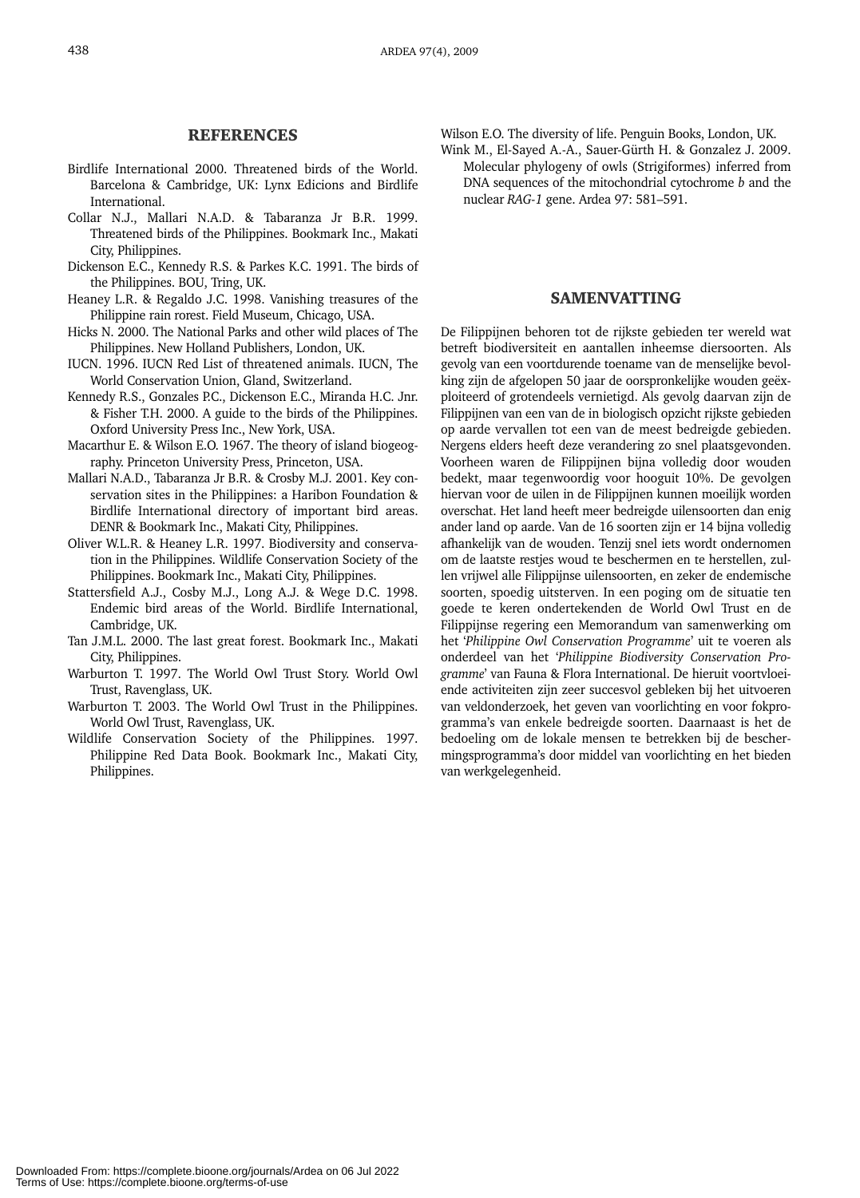## REFERENCES

Birdlife International 2000. Threatened birds of the World. Barcelona & Cambridge, UK: Lynx Edicions and Birdlife International.

Collar N.J., Mallari N.A.D. & Tabaranza Jr B.R. 1999. Threatened birds of the Philippines. Bookmark Inc., Makati City, Philippines.

Dickenson E.C., Kennedy R.S. & Parkes K.C. 1991. The birds of the Philippines. BOU, Tring, UK.

Heaney L.R. & Regaldo J.C. 1998. Vanishing treasures of the Philippine rain rorest. Field Museum, Chicago, USA.

Hicks N. 2000. The National Parks and other wild places of The Philippines. New Holland Publishers, London, UK.

IUCN. 1996. IUCN Red List of threatened animals. IUCN, The World Conservation Union, Gland, Switzerland.

Kennedy R.S., Gonzales P.C., Dickenson E.C., Miranda H.C. Jnr. & Fisher T.H. 2000. A guide to the birds of the Philippines. Oxford University Press Inc., New York, USA.

Macarthur E. & Wilson E.O. 1967. The theory of island biogeography. Princeton University Press, Princeton, USA.

Mallari N.A.D., Tabaranza Jr B.R. & Crosby M.J. 2001. Key conservation sites in the Philippines: a Haribon Foundation & Birdlife International directory of important bird areas. DENR & Bookmark Inc., Makati City, Philippines.

Oliver W.L.R. & Heaney L.R. 1997. Biodiversity and conservation in the Philippines. Wildlife Conservation Society of the Philippines. Bookmark Inc., Makati City, Philippines.

Stattersfield A.J., Cosby M.J., Long A.J. & Wege D.C. 1998. Endemic bird areas of the World. Birdlife International, Cambridge, UK.

Tan J.M.L. 2000. The last great forest. Bookmark Inc., Makati City, Philippines.

Warburton T. 1997. The World Owl Trust Story. World Owl Trust, Ravenglass, UK.

Warburton T. 2003. The World Owl Trust in the Philippines. World Owl Trust, Ravenglass, UK.

Wildlife Conservation Society of the Philippines. 1997. Philippine Red Data Book. Bookmark Inc., Makati City, Philippines.

Wilson E.O. The diversity of life. Penguin Books, London, UK.

Wink M., El-Sayed A.-A., Sauer-Gürth H. & Gonzalez J. 2009. Molecular phylogeny of owls (Strigiformes) inferred from DNA sequences of the mitochondrial cytochrome *b* and the nuclear *RAG-1* gene. Ardea 97: 581–591.

## SAMENVATTING

De Filippijnen behoren tot de rijkste gebieden ter wereld wat betreft biodiversiteit en aantallen inheemse diersoorten. Als gevolg van een voortdurende toename van de menselijke bevolking zijn de afgelopen 50 jaar de oorspronkelijke wouden geëxploiteerd of grotendeels vernietigd. Als gevolg daarvan zijn de Filippijnen van een van de in biologisch opzicht rijkste gebieden op aarde vervallen tot een van de meest bedreigde gebieden. Nergens elders heeft deze verandering zo snel plaatsgevonden. Voorheen waren de Filippijnen bijna volledig door wouden bedekt, maar tegenwoordig voor hooguit 10%. De gevolgen hiervan voor de uilen in de Filippijnen kunnen moeilijk worden overschat. Het land heeft meer bedreigde uilensoorten dan enig ander land op aarde. Van de 16 soorten zijn er 14 bijna volledig afhankelijk van de wouden. Tenzij snel iets wordt ondernomen om de laatste restjes woud te beschermen en te herstellen, zullen vrijwel alle Filippijnse uilensoorten, en zeker de endemische soorten, spoedig uitsterven. In een poging om de situatie ten goede te keren ondertekenden de World Owl Trust en de Filippijnse regering een Memorandum van samenwerking om het '*Philippine Owl Conservation Programme*' uit te voeren als onderdeel van het '*Philippine Biodiversity Conservation Programme*' van Fauna & Flora International. De hieruit voortvloeiende activiteiten zijn zeer succesvol gebleken bij het uitvoeren van veldonderzoek, het geven van voorlichting en voor fokprogramma's van enkele bedreigde soorten. Daarnaast is het de bedoeling om de lokale mensen te betrekken bij de beschermingsprogramma's door middel van voorlichting en het bieden van werkgelegenheid.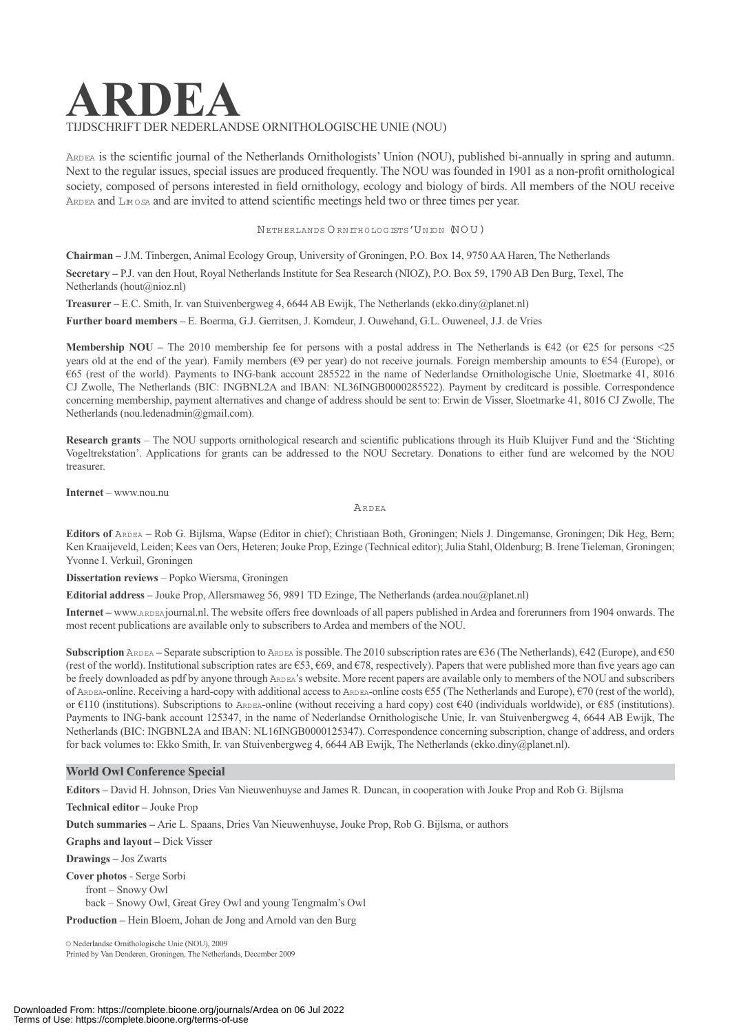# ARDEA

TIJDSCHRIFT DER NEDERLANDSE ORNITHOLOGISCHE UNIE (NOU)

ARDEA is the scientific journal of the Netherlands Ornithologists' Union (NOU), published bi-annually in spring and autumn. Next to the regular issues, special issues are produced frequently. The NOU was founded in 1901 as a non-profit ornithological society, composed of persons interested in field ornithology, ecology and biology of birds. All members of the NOU receive ARDEA and LIMOSA and are invited to attend scientific meetings held two or three times per year.

NETHERLANDS ORNITHOLOGISTS' UNION (NOU)

**Chairman –** J.M. Tinbergen, Animal Ecology Group, University of Groningen, P.O. Box 14, 9750 AA Haren, The Netherlands

**Secretary –** P.J. van den Hout, Royal Netherlands Institute for Sea Research (NIOZ), P.O. Box 59, 1790 AB Den Burg, Texel, The Netherlands (hout@nioz.nl)

**Treasurer –** E.C. Smith, Ir. van Stuivenbergweg 4, 6644 AB Ewijk, The Netherlands (ekko.diny@planet.nl)

**Further board members –** E. Boerma, G.J. Gerritsen, J. Komdeur, J. Ouwehand, G.L. Ouweneel, J.J. de Vries

**Membership NOU –** The 2010 membership fee for persons with a postal address in The Netherlands is €42 (or €25 for persons <25 years old at the end of the year). Family members (€9 per year) do not receive journals. Foreign membership amounts to €54 (Europe), or €65 (rest of the world). Payments to ING-bank account 285522 in the name of Nederlandse Ornithologische Unie, Sloetmarke 41, 8016 CJ Zwolle, The Netherlands (BIC: INGBNL2A and IBAN: NL36INGB0000285522). Payment by creditcard is possible. Correspondence concerning membership, payment alternatives and change of address should be sent to: Erwin de Visser, Sloetmarke 41, 8016 CJ Zwolle, The Netherlands (nou.ledenadmin@gmail.com).

**Research grants** – The NOU supports ornithological research and scientific publications through its Huib Kluijver Fund and the 'Stichting Vogeltrekstation'. Applications for grants can be addressed to the NOU Secretary. Donations to either fund are welcomed by the NOU treasurer.

**Internet** – www.nou.nu

ARDEA

**Editors of** ARDEA **–** Rob G. Bijlsma, Wapse (Editor in chief); Christiaan Both, Groningen; Niels J. Dingemanse, Groningen; Dik Heg, Bern; Ken Kraaijeveld, Leiden; Kees van Oers, Heteren; Jouke Prop, Ezinge (Technical editor); Julia Stahl, Oldenburg; B. Irene Tieleman, Groningen; Yvonne I. Verkuil, Groningen

**Dissertation reviews** – Popko Wiersma, Groningen

**Editorial address –** Jouke Prop, Allersmaweg 56, 9891 TD Ezinge, The Netherlands (ardea.nou@planet.nl)

**Internet –** www.ARDEAjournal.nl. The website offers free downloads of all papers published in Ardea and forerunners from 1904 onwards. The most recent publications are available only to subscribers to Ardea and members of the NOU.

**Subscription** ARDEA **–** Separate subscription to ARDEA is possible. The 2010 subscription rates are €36 (The Netherlands), €42 (Europe), and €50 (rest of the world). Institutional subscription rates are €53, €69, and €78, respectively). Papers that were published more than five years ago can be freely downloaded as pdf by anyone through ARDEA's website. More recent papers are available only to members of the NOU and subscribers of ARDEA-online. Receiving a hard-copy with additional access to ARDEA-online costs €55 (The Netherlands and Europe), €70 (rest of the world), or €110 (institutions). Subscriptions to ARDEA-online (without receiving a hard copy) cost €40 (individuals worldwide), or €85 (institutions). Payments to ING-bank account 125347, in the name of Nederlandse Ornithologische Unie, Ir. van Stuivenbergweg 4, 6644 AB Ewijk, The Netherlands (BIC: INGBNL2A and IBAN: NL16INGB0000125347). Correspondence concerning subscription, change of address, and orders for back volumes to: Ekko Smith, Ir. van Stuivenbergweg 4, 6644 AB Ewijk, The Netherlands (ekko.diny@planet.nl).

## World Owl Conference Special

**Editors –** David H. Johnson, Dries Van Nieuwenhuyse and James R. Duncan, in cooperation with Jouke Prop and Rob G. Bijlsma

**Technical editor –** Jouke Prop

**Dutch summaries –** Arie L. Spaans, Dries Van Nieuwenhuyse, Jouke Prop, Rob G. Bijlsma, or authors

**Graphs and layout –** Dick Visser

**Drawings –** Jos Zwarts

**Cover photos** - Serge Sorbi
front – Snowy Owl
back – Snowy Owl, Great Grey Owl and young Tengmalm's Owl

**Production –** Hein Bloem, Johan de Jong and Arnold van den Burg

© Nederlandse Ornithologische Unie (NOU), 2009
Printed by Van Denderen, Groningen, The Netherlands, December 2009